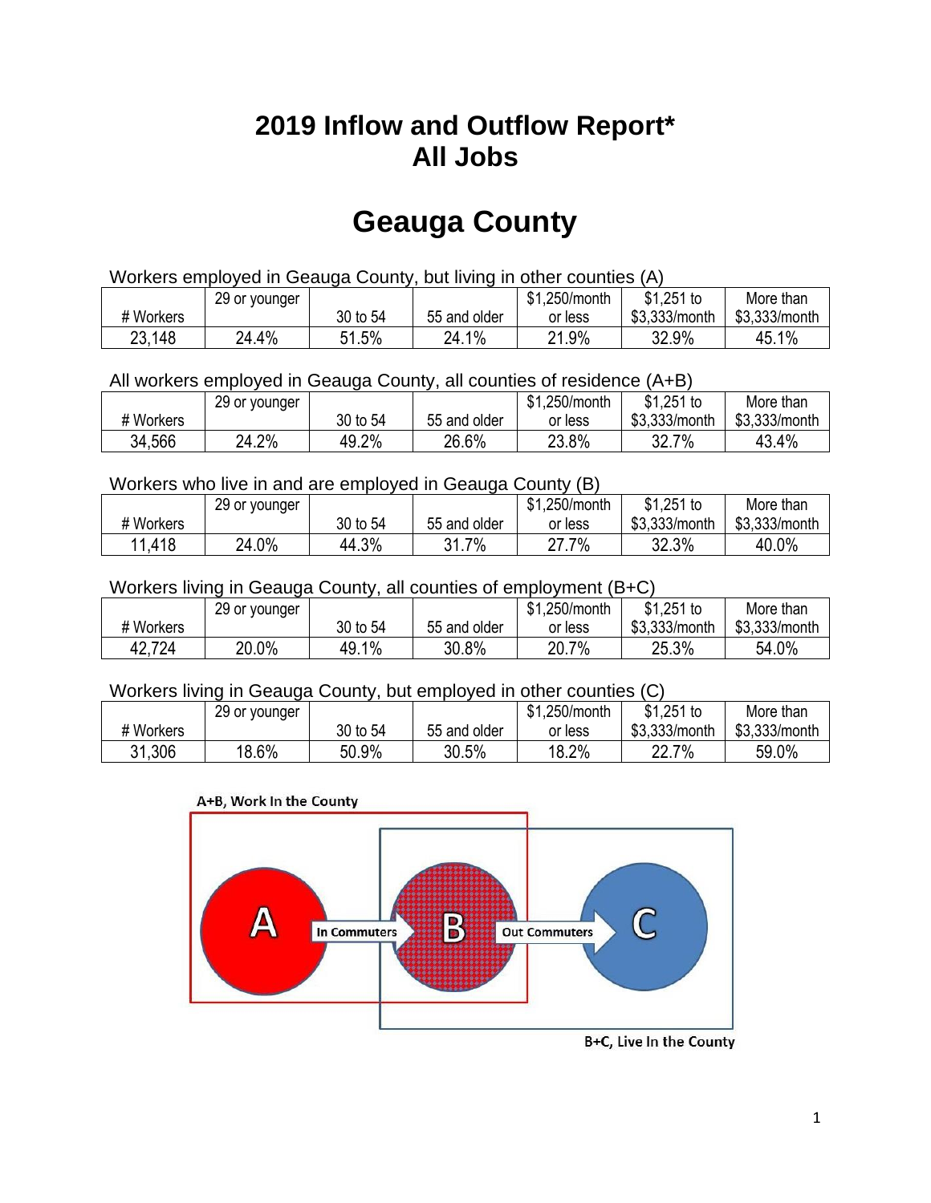# 2019 Inflow and Outflow Report*
# All Jobs

# Geauga County

Workers employed in Geauga County, but living in other counties (A)

| # Workers | 29 or younger | 30 to 54 | 55 and older | $1,250/month or less | $1,251 to $3,333/month | More than $3,333/month |
|---|---|---|---|---|---|---|
| 23,148 | 24.4% | 51.5% | 24.1% | 21.9% | 32.9% | 45.1% |

All workers employed in Geauga County, all counties of residence (A+B)

| # Workers | 29 or younger | 30 to 54 | 55 and older | $1,250/month or less | $1,251 to $3,333/month | More than $3,333/month |
|---|---|---|---|---|---|---|
| 34,566 | 24.2% | 49.2% | 26.6% | 23.8% | 32.7% | 43.4% |

Workers who live in and are employed in Geauga County (B)

| # Workers | 29 or younger | 30 to 54 | 55 and older | $1,250/month or less | $1,251 to $3,333/month | More than $3,333/month |
|---|---|---|---|---|---|---|
| 11,418 | 24.0% | 44.3% | 31.7% | 27.7% | 32.3% | 40.0% |

Workers living in Geauga County, all counties of employment (B+C)

| # Workers | 29 or younger | 30 to 54 | 55 and older | $1,250/month or less | $1,251 to $3,333/month | More than $3,333/month |
|---|---|---|---|---|---|---|
| 42,724 | 20.0% | 49.1% | 30.8% | 20.7% | 25.3% | 54.0% |

Workers living in Geauga County, but employed in other counties (C)

| # Workers | 29 or younger | 30 to 54 | 55 and older | $1,250/month or less | $1,251 to $3,333/month | More than $3,333/month |
|---|---|---|---|---|---|---|
| 31,306 | 18.6% | 50.9% | 30.5% | 18.2% | 22.7% | 59.0% |

A+B, Work In the County

A — In Commuters → B — Out Commuters → C

B+C, Live In the County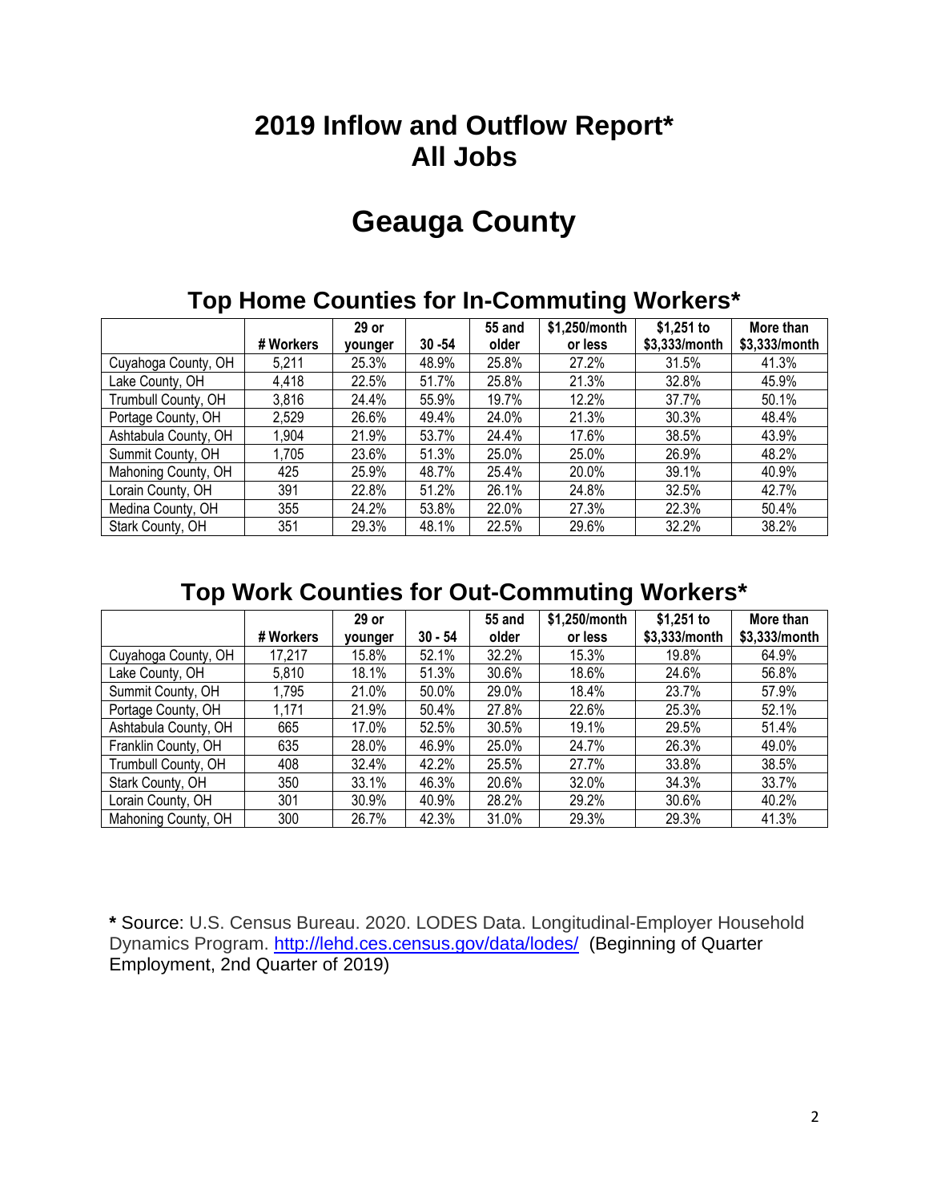# 2019 Inflow and Outflow Report*
# All Jobs

# Geauga County

## Top Home Counties for In-Commuting Workers*

| | # Workers | 29 or younger | 30 -54 | 55 and older | $1,250/month or less | $1,251 to $3,333/month | More than $3,333/month |
|---|---|---|---|---|---|---|---|
| Cuyahoga County, OH | 5,211 | 25.3% | 48.9% | 25.8% | 27.2% | 31.5% | 41.3% |
| Lake County, OH | 4,418 | 22.5% | 51.7% | 25.8% | 21.3% | 32.8% | 45.9% |
| Trumbull County, OH | 3,816 | 24.4% | 55.9% | 19.7% | 12.2% | 37.7% | 50.1% |
| Portage County, OH | 2,529 | 26.6% | 49.4% | 24.0% | 21.3% | 30.3% | 48.4% |
| Ashtabula County, OH | 1,904 | 21.9% | 53.7% | 24.4% | 17.6% | 38.5% | 43.9% |
| Summit County, OH | 1,705 | 23.6% | 51.3% | 25.0% | 25.0% | 26.9% | 48.2% |
| Mahoning County, OH | 425 | 25.9% | 48.7% | 25.4% | 20.0% | 39.1% | 40.9% |
| Lorain County, OH | 391 | 22.8% | 51.2% | 26.1% | 24.8% | 32.5% | 42.7% |
| Medina County, OH | 355 | 24.2% | 53.8% | 22.0% | 27.3% | 22.3% | 50.4% |
| Stark County, OH | 351 | 29.3% | 48.1% | 22.5% | 29.6% | 32.2% | 38.2% |

## Top Work Counties for Out-Commuting Workers*

| | # Workers | 29 or younger | 30 - 54 | 55 and older | $1,250/month or less | $1,251 to $3,333/month | More than $3,333/month |
|---|---|---|---|---|---|---|---|
| Cuyahoga County, OH | 17,217 | 15.8% | 52.1% | 32.2% | 15.3% | 19.8% | 64.9% |
| Lake County, OH | 5,810 | 18.1% | 51.3% | 30.6% | 18.6% | 24.6% | 56.8% |
| Summit County, OH | 1,795 | 21.0% | 50.0% | 29.0% | 18.4% | 23.7% | 57.9% |
| Portage County, OH | 1,171 | 21.9% | 50.4% | 27.8% | 22.6% | 25.3% | 52.1% |
| Ashtabula County, OH | 665 | 17.0% | 52.5% | 30.5% | 19.1% | 29.5% | 51.4% |
| Franklin County, OH | 635 | 28.0% | 46.9% | 25.0% | 24.7% | 26.3% | 49.0% |
| Trumbull County, OH | 408 | 32.4% | 42.2% | 25.5% | 27.7% | 33.8% | 38.5% |
| Stark County, OH | 350 | 33.1% | 46.3% | 20.6% | 32.0% | 34.3% | 33.7% |
| Lorain County, OH | 301 | 30.9% | 40.9% | 28.2% | 29.2% | 30.6% | 40.2% |
| Mahoning County, OH | 300 | 26.7% | 42.3% | 31.0% | 29.3% | 29.3% | 41.3% |

**\*** Source: U.S. Census Bureau. 2020. LODES Data. Longitudinal-Employer Household Dynamics Program. [http://lehd.ces.census.gov/data/lodes/](http://lehd.ces.census.gov/data/lodes/) (Beginning of Quarter Employment, 2nd Quarter of 2019)